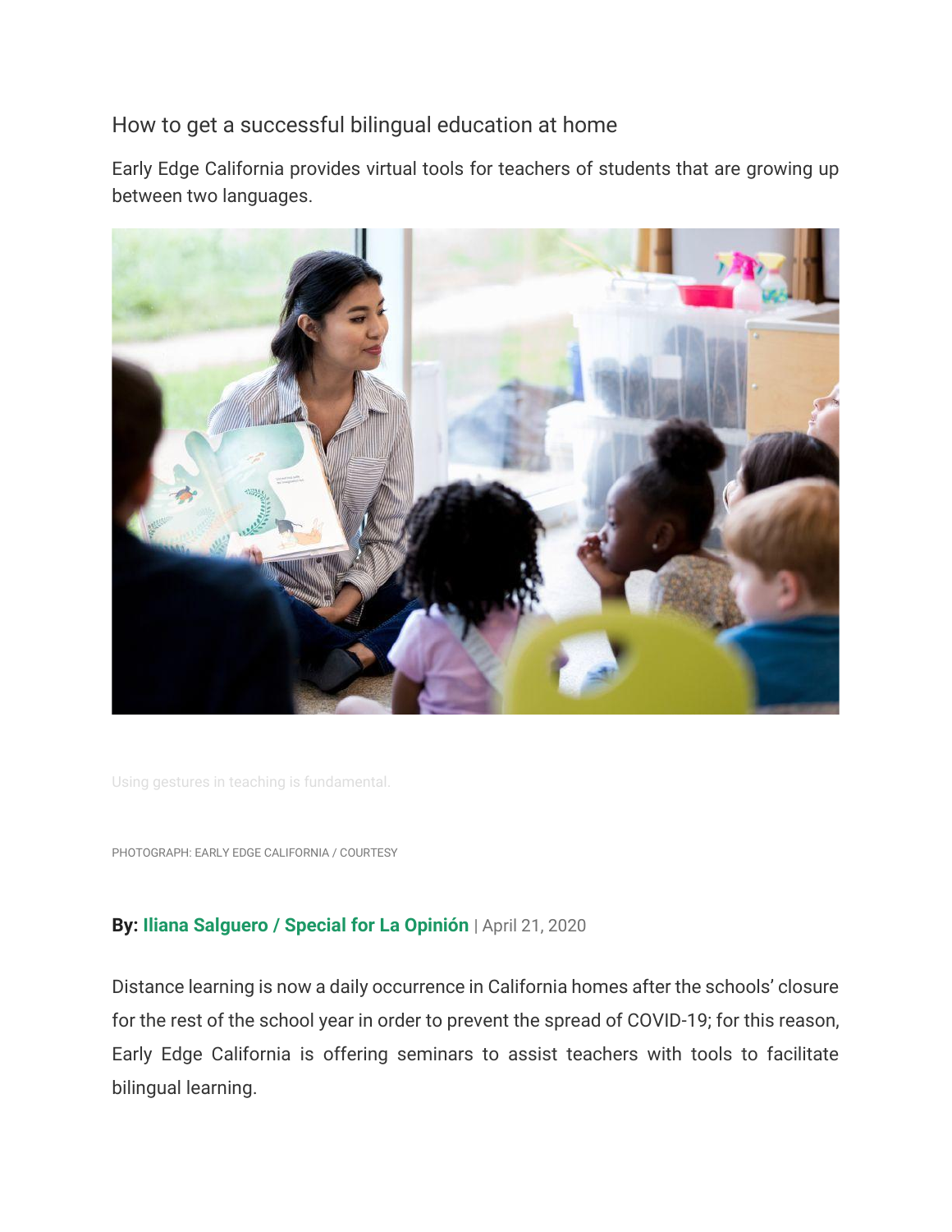# How to get a successful bilingual education at home

Early Edge California provides virtual tools for teachers of students that are growing up between two languages.

Using gestures in teaching is fundamental.

PHOTOGRAPH: EARLY EDGE CALIFORNIA / COURTESY

**By: Iliana Salguero / Special for La Opinión** | April 21, 2020

Distance learning is now a daily occurrence in California homes after the schools' closure for the rest of the school year in order to prevent the spread of COVID-19; for this reason, Early Edge California is offering seminars to assist teachers with tools to facilitate bilingual learning.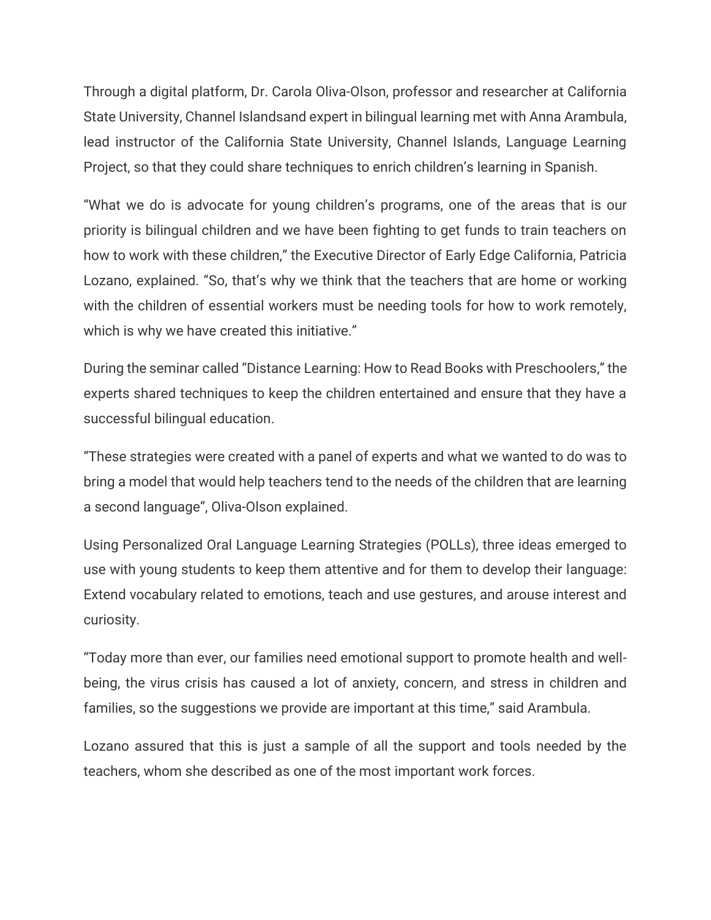Through a digital platform, Dr. Carola Oliva-Olson, professor and researcher at California State University, Channel Islandsand expert in bilingual learning met with Anna Arambula, lead instructor of the California State University, Channel Islands, Language Learning Project, so that they could share techniques to enrich children's learning in Spanish.

"What we do is advocate for young children's programs, one of the areas that is our priority is bilingual children and we have been fighting to get funds to train teachers on how to work with these children," the Executive Director of Early Edge California, Patricia Lozano, explained. "So, that's why we think that the teachers that are home or working with the children of essential workers must be needing tools for how to work remotely, which is why we have created this initiative."

During the seminar called "Distance Learning: How to Read Books with Preschoolers," the experts shared techniques to keep the children entertained and ensure that they have a successful bilingual education.

"These strategies were created with a panel of experts and what we wanted to do was to bring a model that would help teachers tend to the needs of the children that are learning a second language", Oliva-Olson explained.

Using Personalized Oral Language Learning Strategies (POLLs), three ideas emerged to use with young students to keep them attentive and for them to develop their language: Extend vocabulary related to emotions, teach and use gestures, and arouse interest and curiosity.

"Today more than ever, our families need emotional support to promote health and well-being, the virus crisis has caused a lot of anxiety, concern, and stress in children and families, so the suggestions we provide are important at this time," said Arambula.

Lozano assured that this is just a sample of all the support and tools needed by the teachers, whom she described as one of the most important work forces.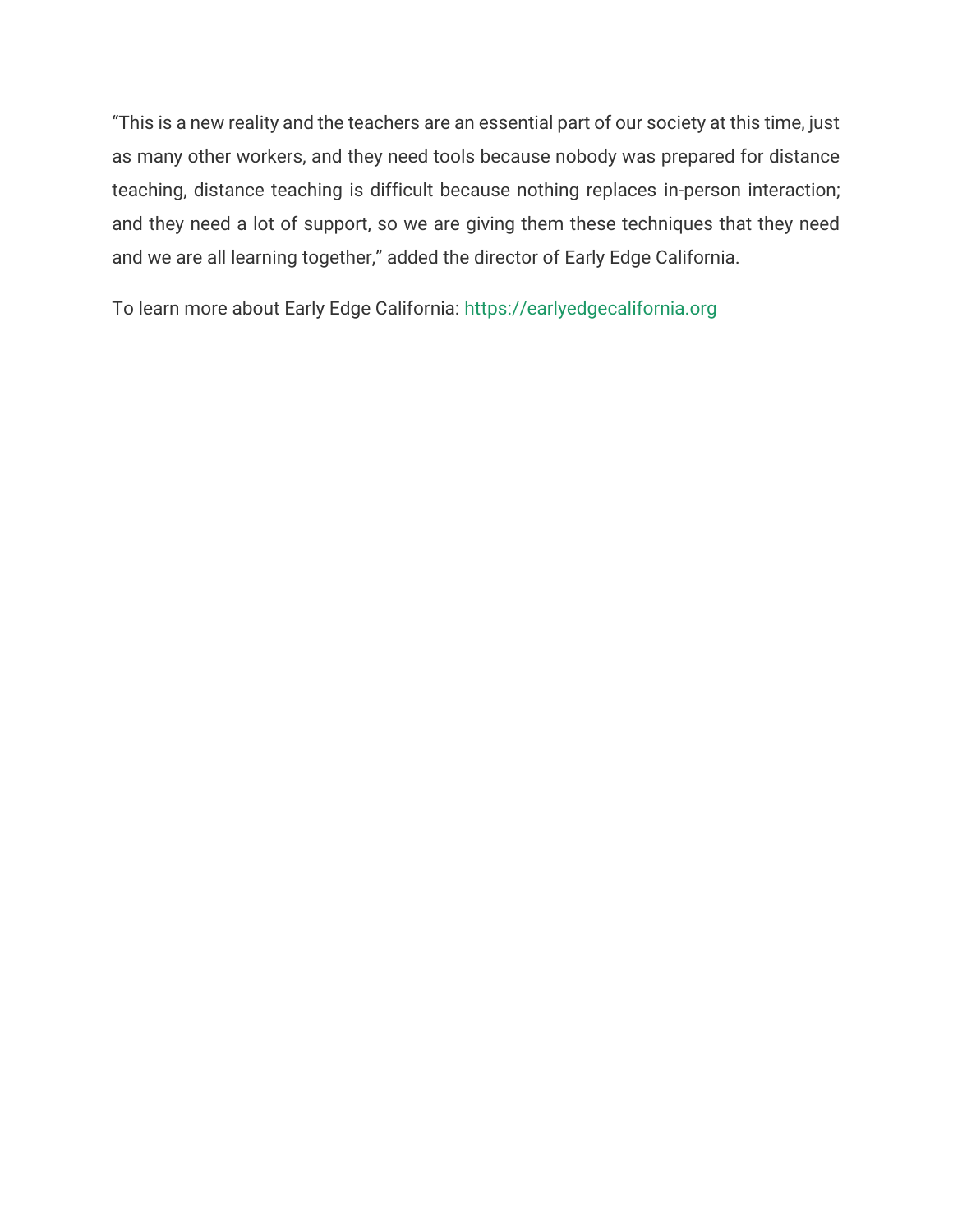"This is a new reality and the teachers are an essential part of our society at this time, just as many other workers, and they need tools because nobody was prepared for distance teaching, distance teaching is difficult because nothing replaces in-person interaction; and they need a lot of support, so we are giving them these techniques that they need and we are all learning together," added the director of Early Edge California.

To learn more about Early Edge California: https://earlyedgecalifornia.org